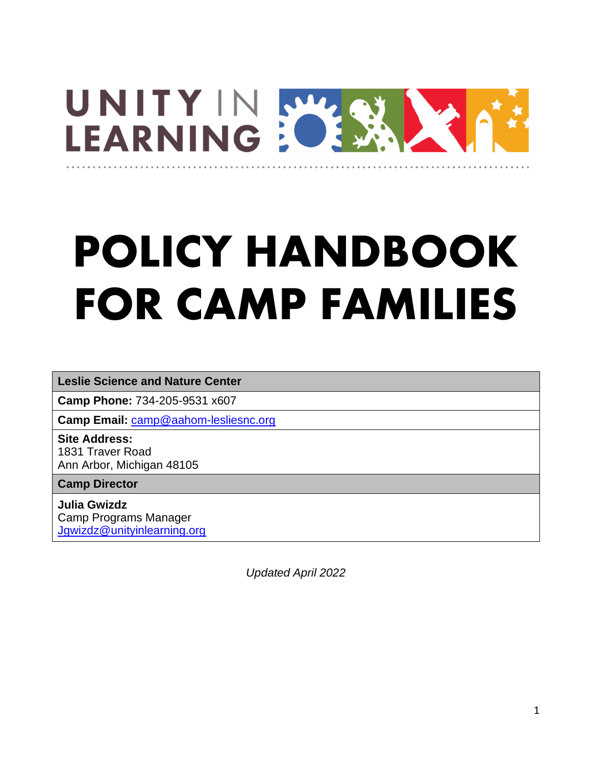UNITY IN LEARNING

# POLICY HANDBOOK FOR CAMP FAMILIES

| **Leslie Science and Nature Center** |
| --- |
| **Camp Phone:** 734-205-9531 x607 |
| **Camp Email:** camp@aahom-lesliesnc.org |
| **Site Address:**<br>1831 Traver Road<br>Ann Arbor, Michigan 48105 |
| **Camp Director** |
| **Julia Gwizdz**<br>Camp Programs Manager<br>Jgwizdz@unityinlearning.org |

*Updated April 2022*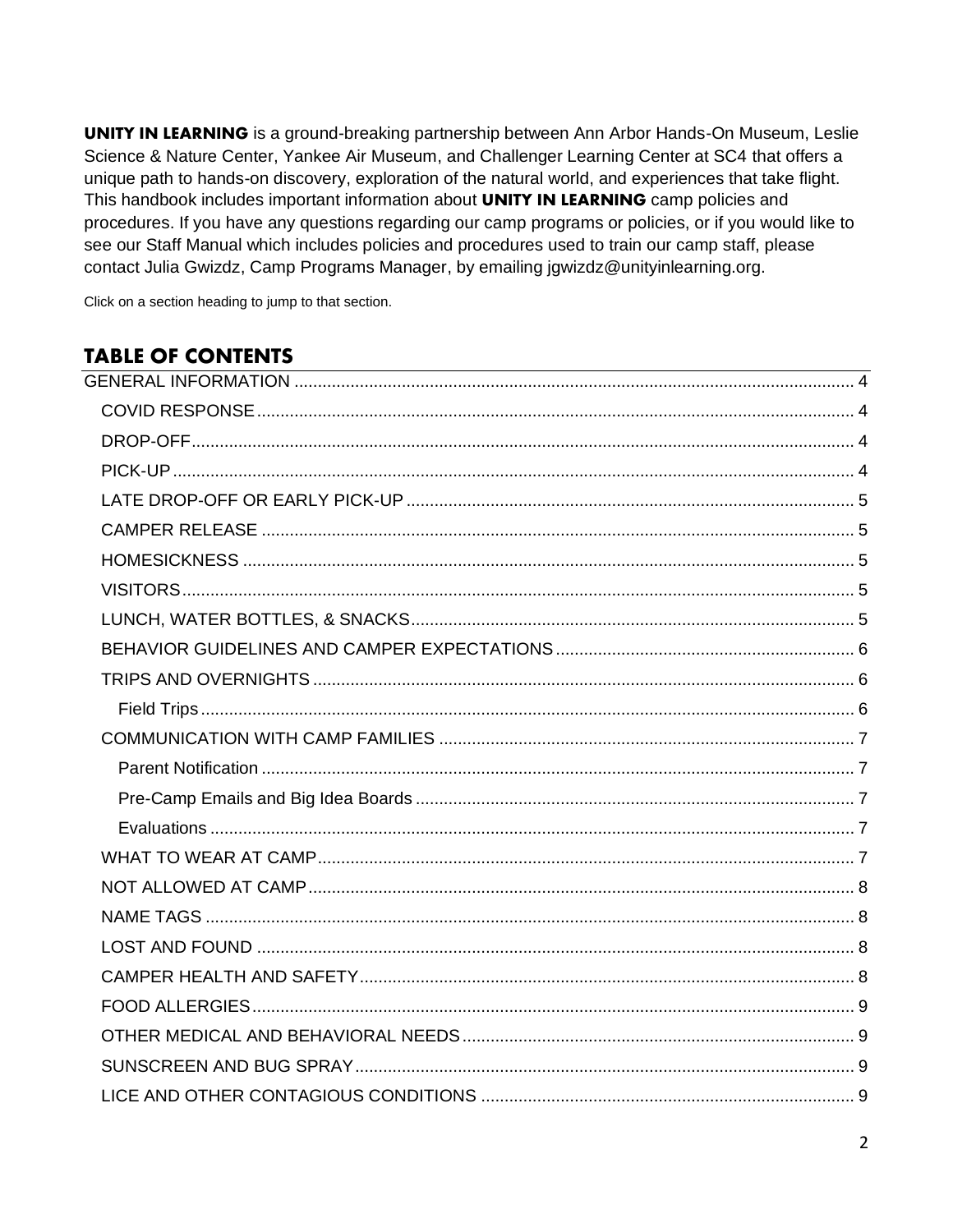**UNITY IN LEARNING** is a ground-breaking partnership between Ann Arbor Hands-On Museum, Leslie Science & Nature Center, Yankee Air Museum, and Challenger Learning Center at SC4 that offers a unique path to hands-on discovery, exploration of the natural world, and experiences that take flight. This handbook includes important information about **UNITY IN LEARNING** camp policies and procedures. If you have any questions regarding our camp programs or policies, or if you would like to see our Staff Manual which includes policies and procedures used to train our camp staff, please contact Julia Gwizdz, Camp Programs Manager, by emailing jgwizdz@unityinlearning.org.

Click on a section heading to jump to that section.

## TABLE OF CONTENTS

- GENERAL INFORMATION ........................................ 4
  - COVID RESPONSE ........................................ 4
  - DROP-OFF ........................................ 4
  - PICK-UP ........................................ 4
  - LATE DROP-OFF OR EARLY PICK-UP ........................................ 5
  - CAMPER RELEASE ........................................ 5
  - HOMESICKNESS ........................................ 5
  - VISITORS ........................................ 5
  - LUNCH, WATER BOTTLES, & SNACKS ........................................ 5
  - BEHAVIOR GUIDELINES AND CAMPER EXPECTATIONS ........................................ 6
  - TRIPS AND OVERNIGHTS ........................................ 6
    - Field Trips ........................................ 6
  - COMMUNICATION WITH CAMP FAMILIES ........................................ 7
    - Parent Notification ........................................ 7
    - Pre-Camp Emails and Big Idea Boards ........................................ 7
    - Evaluations ........................................ 7
  - WHAT TO WEAR AT CAMP ........................................ 7
  - NOT ALLOWED AT CAMP ........................................ 8
  - NAME TAGS ........................................ 8
  - LOST AND FOUND ........................................ 8
  - CAMPER HEALTH AND SAFETY ........................................ 8
  - FOOD ALLERGIES ........................................ 9
  - OTHER MEDICAL AND BEHAVIORAL NEEDS ........................................ 9
  - SUNSCREEN AND BUG SPRAY ........................................ 9
  - LICE AND OTHER CONTAGIOUS CONDITIONS ........................................ 9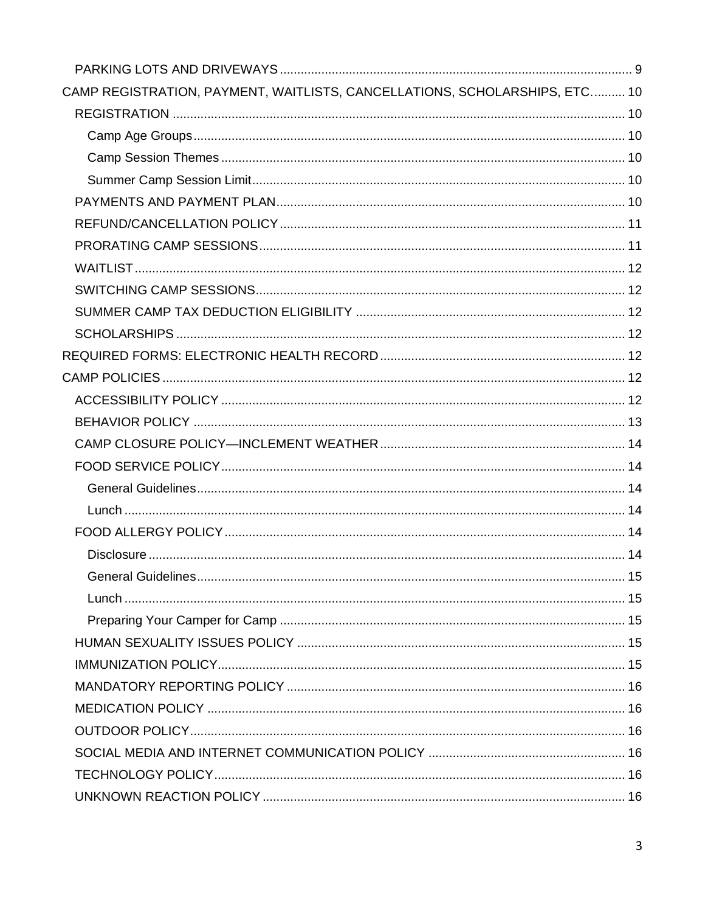- PARKING LOTS AND DRIVEWAYS .......... 9
- CAMP REGISTRATION, PAYMENT, WAITLISTS, CANCELLATIONS, SCHOLARSHIPS, ETC. .......... 10
  - REGISTRATION .......... 10
    - Camp Age Groups .......... 10
    - Camp Session Themes .......... 10
    - Summer Camp Session Limit .......... 10
  - PAYMENTS AND PAYMENT PLAN .......... 10
  - REFUND/CANCELLATION POLICY .......... 11
  - PRORATING CAMP SESSIONS .......... 11
  - WAITLIST .......... 12
  - SWITCHING CAMP SESSIONS .......... 12
  - SUMMER CAMP TAX DEDUCTION ELIGIBILITY .......... 12
  - SCHOLARSHIPS .......... 12
- REQUIRED FORMS: ELECTRONIC HEALTH RECORD .......... 12
- CAMP POLICIES .......... 12
  - ACCESSIBILITY POLICY .......... 12
  - BEHAVIOR POLICY .......... 13
  - CAMP CLOSURE POLICY—INCLEMENT WEATHER .......... 14
  - FOOD SERVICE POLICY .......... 14
    - General Guidelines .......... 14
    - Lunch .......... 14
  - FOOD ALLERGY POLICY .......... 14
    - Disclosure .......... 14
    - General Guidelines .......... 15
    - Lunch .......... 15
    - Preparing Your Camper for Camp .......... 15
  - HUMAN SEXUALITY ISSUES POLICY .......... 15
  - IMMUNIZATION POLICY .......... 15
  - MANDATORY REPORTING POLICY .......... 16
  - MEDICATION POLICY .......... 16
  - OUTDOOR POLICY .......... 16
  - SOCIAL MEDIA AND INTERNET COMMUNICATION POLICY .......... 16
  - TECHNOLOGY POLICY .......... 16
  - UNKNOWN REACTION POLICY .......... 16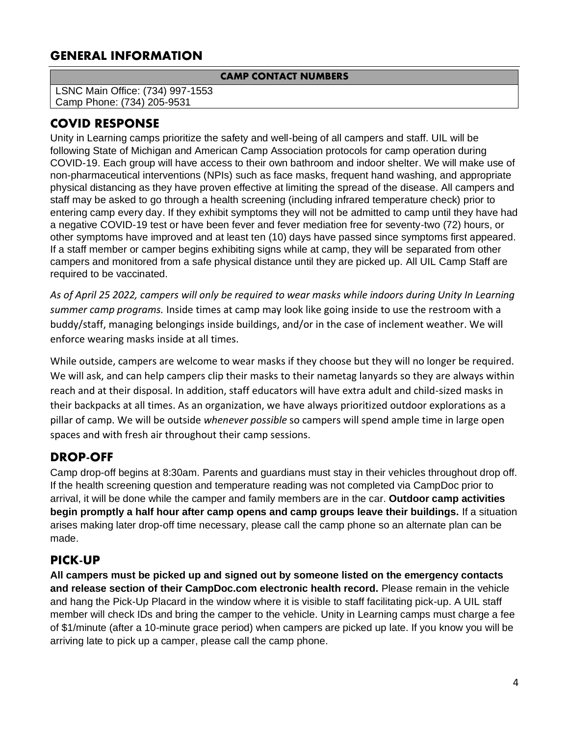## GENERAL INFORMATION

| CAMP CONTACT NUMBERS |
|---|
| LSNC Main Office: (734) 997-1553<br>Camp Phone: (734) 205-9531 |

## COVID RESPONSE

Unity in Learning camps prioritize the safety and well-being of all campers and staff. UIL will be following State of Michigan and American Camp Association protocols for camp operation during COVID-19. Each group will have access to their own bathroom and indoor shelter. We will make use of non-pharmaceutical interventions (NPIs) such as face masks, frequent hand washing, and appropriate physical distancing as they have proven effective at limiting the spread of the disease. All campers and staff may be asked to go through a health screening (including infrared temperature check) prior to entering camp every day. If they exhibit symptoms they will not be admitted to camp until they have had a negative COVID-19 test or have been fever and fever mediation free for seventy-two (72) hours, or other symptoms have improved and at least ten (10) days have passed since symptoms first appeared. If a staff member or camper begins exhibiting signs while at camp, they will be separated from other campers and monitored from a safe physical distance until they are picked up. All UIL Camp Staff are required to be vaccinated.

*As of April 25 2022, campers will only be required to wear masks while indoors during Unity In Learning summer camp programs.* Inside times at camp may look like going inside to use the restroom with a buddy/staff, managing belongings inside buildings, and/or in the case of inclement weather. We will enforce wearing masks inside at all times.

While outside, campers are welcome to wear masks if they choose but they will no longer be required. We will ask, and can help campers clip their masks to their nametag lanyards so they are always within reach and at their disposal. In addition, staff educators will have extra adult and child-sized masks in their backpacks at all times. As an organization, we have always prioritized outdoor explorations as a pillar of camp. We will be outside *whenever possible* so campers will spend ample time in large open spaces and with fresh air throughout their camp sessions.

## DROP-OFF

Camp drop-off begins at 8:30am. Parents and guardians must stay in their vehicles throughout drop off. If the health screening question and temperature reading was not completed via CampDoc prior to arrival, it will be done while the camper and family members are in the car. **Outdoor camp activities begin promptly a half hour after camp opens and camp groups leave their buildings.** If a situation arises making later drop-off time necessary, please call the camp phone so an alternate plan can be made.

## PICK-UP

**All campers must be picked up and signed out by someone listed on the emergency contacts and release section of their CampDoc.com electronic health record.** Please remain in the vehicle and hang the Pick-Up Placard in the window where it is visible to staff facilitating pick-up. A UIL staff member will check IDs and bring the camper to the vehicle. Unity in Learning camps must charge a fee of $1/minute (after a 10-minute grace period) when campers are picked up late. If you know you will be arriving late to pick up a camper, please call the camp phone.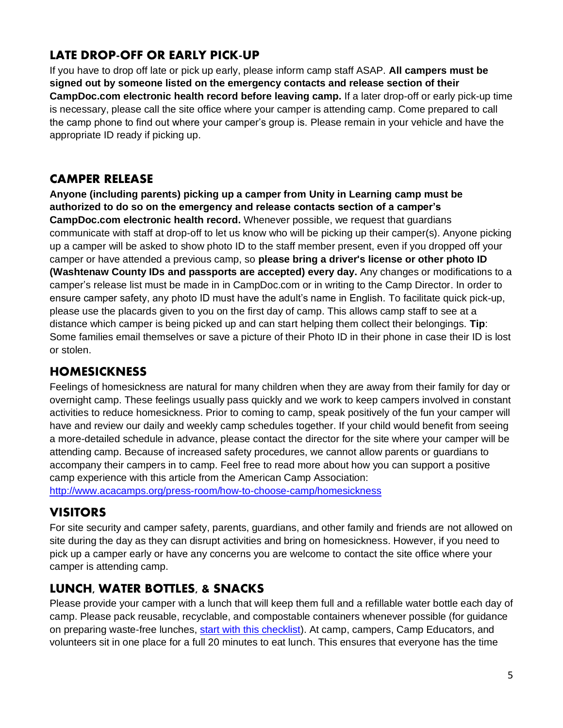## LATE DROP-OFF OR EARLY PICK-UP

If you have to drop off late or pick up early, please inform camp staff ASAP. **All campers must be signed out by someone listed on the emergency contacts and release section of their CampDoc.com electronic health record before leaving camp.** If a later drop-off or early pick-up time is necessary, please call the site office where your camper is attending camp. Come prepared to call the camp phone to find out where your camper's group is. Please remain in your vehicle and have the appropriate ID ready if picking up.

## CAMPER RELEASE

**Anyone (including parents) picking up a camper from Unity in Learning camp must be authorized to do so on the emergency and release contacts section of a camper's CampDoc.com electronic health record.** Whenever possible, we request that guardians communicate with staff at drop-off to let us know who will be picking up their camper(s). Anyone picking up a camper will be asked to show photo ID to the staff member present, even if you dropped off your camper or have attended a previous camp, so **please bring a driver's license or other photo ID (Washtenaw County IDs and passports are accepted) every day.** Any changes or modifications to a camper's release list must be made in in CampDoc.com or in writing to the Camp Director. In order to ensure camper safety, any photo ID must have the adult's name in English. To facilitate quick pick-up, please use the placards given to you on the first day of camp. This allows camp staff to see at a distance which camper is being picked up and can start helping them collect their belongings. **Tip**: Some families email themselves or save a picture of their Photo ID in their phone in case their ID is lost or stolen.

## HOMESICKNESS

Feelings of homesickness are natural for many children when they are away from their family for day or overnight camp. These feelings usually pass quickly and we work to keep campers involved in constant activities to reduce homesickness. Prior to coming to camp, speak positively of the fun your camper will have and review our daily and weekly camp schedules together. If your child would benefit from seeing a more-detailed schedule in advance, please contact the director for the site where your camper will be attending camp. Because of increased safety procedures, we cannot allow parents or guardians to accompany their campers in to camp. Feel free to read more about how you can support a positive camp experience with this article from the American Camp Association: [http://www.acacamps.org/press-room/how-to-choose-camp/homesickness](http://www.acacamps.org/press-room/how-to-choose-camp/homesickness)

## VISITORS

For site security and camper safety, parents, guardians, and other family and friends are not allowed on site during the day as they can disrupt activities and bring on homesickness. However, if you need to pick up a camper early or have any concerns you are welcome to contact the site office where your camper is attending camp.

## LUNCH, WATER BOTTLES, & SNACKS

Please provide your camper with a lunch that will keep them full and a refillable water bottle each day of camp. Please pack reusable, recyclable, and compostable containers whenever possible (for guidance on preparing waste-free lunches, start with this checklist). At camp, campers, Camp Educators, and volunteers sit in one place for a full 20 minutes to eat lunch. This ensures that everyone has the time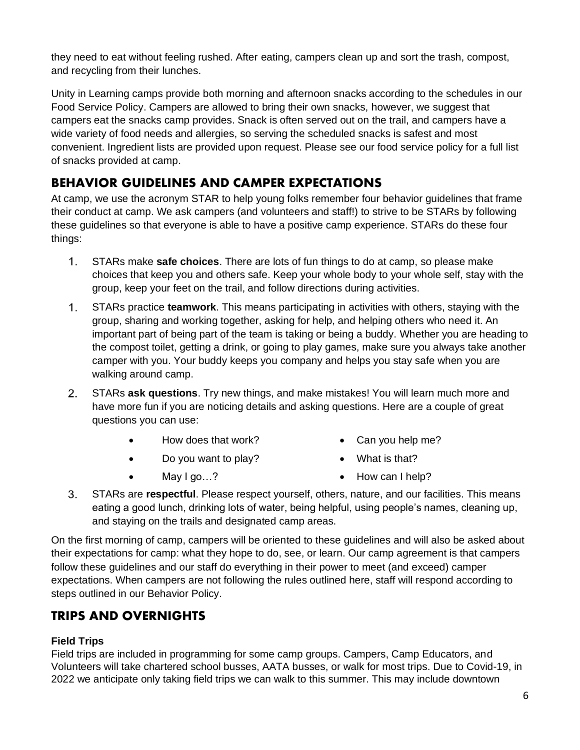they need to eat without feeling rushed. After eating, campers clean up and sort the trash, compost, and recycling from their lunches.

Unity in Learning camps provide both morning and afternoon snacks according to the schedules in our Food Service Policy. Campers are allowed to bring their own snacks, however, we suggest that campers eat the snacks camp provides. Snack is often served out on the trail, and campers have a wide variety of food needs and allergies, so serving the scheduled snacks is safest and most convenient. Ingredient lists are provided upon request. Please see our food service policy for a full list of snacks provided at camp.

## BEHAVIOR GUIDELINES AND CAMPER EXPECTATIONS

At camp, we use the acronym STAR to help young folks remember four behavior guidelines that frame their conduct at camp. We ask campers (and volunteers and staff!) to strive to be STARs by following these guidelines so that everyone is able to have a positive camp experience. STARs do these four things:

1. STARs make **safe choices**. There are lots of fun things to do at camp, so please make choices that keep you and others safe. Keep your whole body to your whole self, stay with the group, keep your feet on the trail, and follow directions during activities.
1. STARs practice **teamwork**. This means participating in activities with others, staying with the group, sharing and working together, asking for help, and helping others who need it. An important part of being part of the team is taking or being a buddy. Whether you are heading to the compost toilet, getting a drink, or going to play games, make sure you always take another camper with you. Your buddy keeps you company and helps you stay safe when you are walking around camp.
2. STARs **ask questions**. Try new things, and make mistakes! You will learn much more and have more fun if you are noticing details and asking questions. Here are a couple of great questions you can use:
    - How does that work?
    - Do you want to play?
    - May I go…?
    - Can you help me?
    - What is that?
    - How can I help?
3. STARs are **respectful**. Please respect yourself, others, nature, and our facilities. This means eating a good lunch, drinking lots of water, being helpful, using people's names, cleaning up, and staying on the trails and designated camp areas.

On the first morning of camp, campers will be oriented to these guidelines and will also be asked about their expectations for camp: what they hope to do, see, or learn. Our camp agreement is that campers follow these guidelines and our staff do everything in their power to meet (and exceed) camper expectations. When campers are not following the rules outlined here, staff will respond according to steps outlined in our Behavior Policy.

## TRIPS AND OVERNIGHTS

**Field Trips**

Field trips are included in programming for some camp groups. Campers, Camp Educators, and Volunteers will take chartered school busses, AATA busses, or walk for most trips. Due to Covid-19, in 2022 we anticipate only taking field trips we can walk to this summer. This may include downtown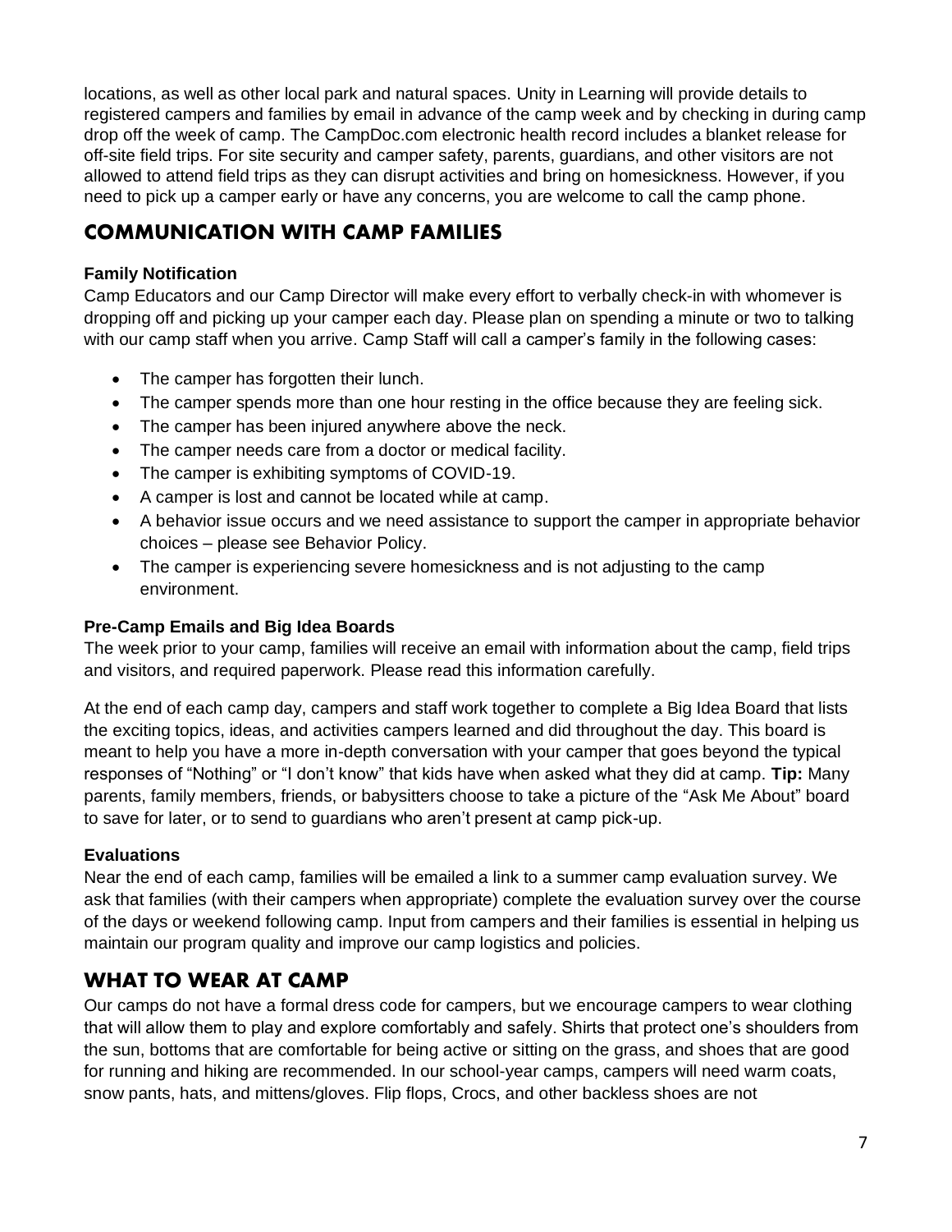locations, as well as other local park and natural spaces. Unity in Learning will provide details to registered campers and families by email in advance of the camp week and by checking in during camp drop off the week of camp. The CampDoc.com electronic health record includes a blanket release for off-site field trips. For site security and camper safety, parents, guardians, and other visitors are not allowed to attend field trips as they can disrupt activities and bring on homesickness. However, if you need to pick up a camper early or have any concerns, you are welcome to call the camp phone.

## COMMUNICATION WITH CAMP FAMILIES

**Family Notification**

Camp Educators and our Camp Director will make every effort to verbally check-in with whomever is dropping off and picking up your camper each day. Please plan on spending a minute or two to talking with our camp staff when you arrive. Camp Staff will call a camper's family in the following cases:

- The camper has forgotten their lunch.
- The camper spends more than one hour resting in the office because they are feeling sick.
- The camper has been injured anywhere above the neck.
- The camper needs care from a doctor or medical facility.
- The camper is exhibiting symptoms of COVID-19.
- A camper is lost and cannot be located while at camp.
- A behavior issue occurs and we need assistance to support the camper in appropriate behavior choices – please see Behavior Policy.
- The camper is experiencing severe homesickness and is not adjusting to the camp environment.

**Pre-Camp Emails and Big Idea Boards**

The week prior to your camp, families will receive an email with information about the camp, field trips and visitors, and required paperwork. Please read this information carefully.

At the end of each camp day, campers and staff work together to complete a Big Idea Board that lists the exciting topics, ideas, and activities campers learned and did throughout the day. This board is meant to help you have a more in-depth conversation with your camper that goes beyond the typical responses of "Nothing" or "I don't know" that kids have when asked what they did at camp. **Tip:** Many parents, family members, friends, or babysitters choose to take a picture of the "Ask Me About" board to save for later, or to send to guardians who aren't present at camp pick-up.

**Evaluations**

Near the end of each camp, families will be emailed a link to a summer camp evaluation survey. We ask that families (with their campers when appropriate) complete the evaluation survey over the course of the days or weekend following camp. Input from campers and their families is essential in helping us maintain our program quality and improve our camp logistics and policies.

## WHAT TO WEAR AT CAMP

Our camps do not have a formal dress code for campers, but we encourage campers to wear clothing that will allow them to play and explore comfortably and safely. Shirts that protect one's shoulders from the sun, bottoms that are comfortable for being active or sitting on the grass, and shoes that are good for running and hiking are recommended. In our school-year camps, campers will need warm coats, snow pants, hats, and mittens/gloves. Flip flops, Crocs, and other backless shoes are not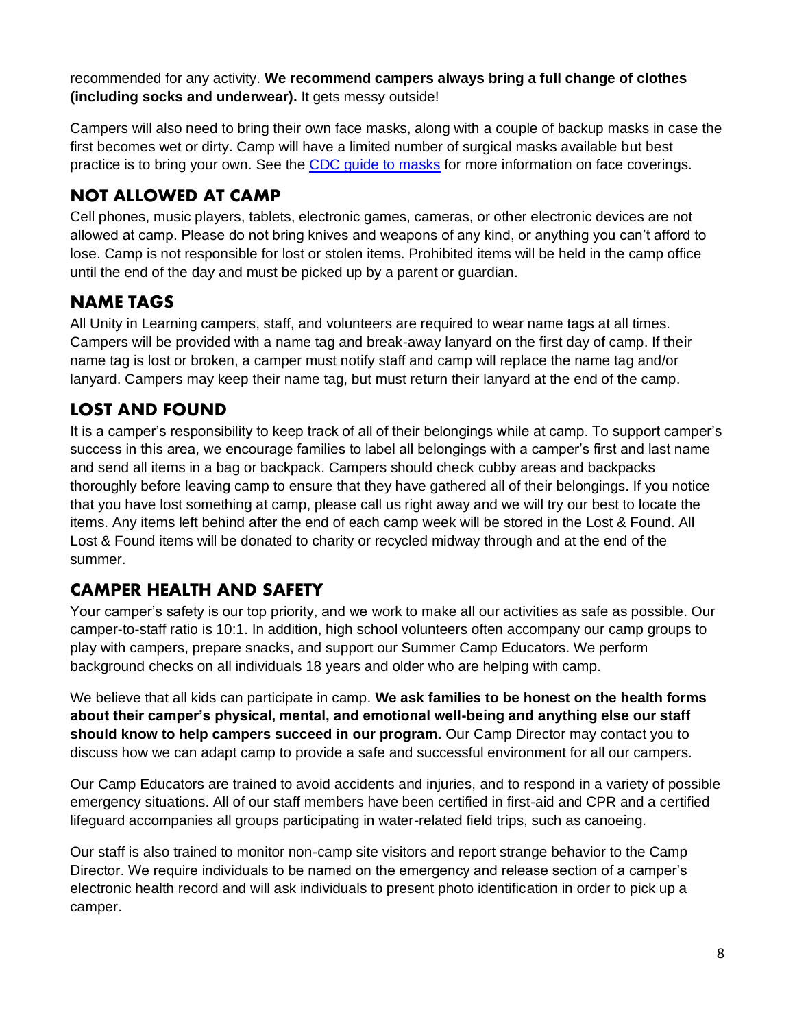recommended for any activity. **We recommend campers always bring a full change of clothes (including socks and underwear).** It gets messy outside!

Campers will also need to bring their own face masks, along with a couple of backup masks in case the first becomes wet or dirty. Camp will have a limited number of surgical masks available but best practice is to bring your own. See the [CDC guide to masks]() for more information on face coverings.

## NOT ALLOWED AT CAMP

Cell phones, music players, tablets, electronic games, cameras, or other electronic devices are not allowed at camp. Please do not bring knives and weapons of any kind, or anything you can't afford to lose. Camp is not responsible for lost or stolen items. Prohibited items will be held in the camp office until the end of the day and must be picked up by a parent or guardian.

## NAME TAGS

All Unity in Learning campers, staff, and volunteers are required to wear name tags at all times. Campers will be provided with a name tag and break-away lanyard on the first day of camp. If their name tag is lost or broken, a camper must notify staff and camp will replace the name tag and/or lanyard. Campers may keep their name tag, but must return their lanyard at the end of the camp.

## LOST AND FOUND

It is a camper's responsibility to keep track of all of their belongings while at camp. To support camper's success in this area, we encourage families to label all belongings with a camper's first and last name and send all items in a bag or backpack. Campers should check cubby areas and backpacks thoroughly before leaving camp to ensure that they have gathered all of their belongings. If you notice that you have lost something at camp, please call us right away and we will try our best to locate the items. Any items left behind after the end of each camp week will be stored in the Lost & Found. All Lost & Found items will be donated to charity or recycled midway through and at the end of the summer.

## CAMPER HEALTH AND SAFETY

Your camper's safety is our top priority, and we work to make all our activities as safe as possible. Our camper-to-staff ratio is 10:1. In addition, high school volunteers often accompany our camp groups to play with campers, prepare snacks, and support our Summer Camp Educators. We perform background checks on all individuals 18 years and older who are helping with camp.

We believe that all kids can participate in camp. **We ask families to be honest on the health forms about their camper's physical, mental, and emotional well-being and anything else our staff should know to help campers succeed in our program.** Our Camp Director may contact you to discuss how we can adapt camp to provide a safe and successful environment for all our campers.

Our Camp Educators are trained to avoid accidents and injuries, and to respond in a variety of possible emergency situations. All of our staff members have been certified in first-aid and CPR and a certified lifeguard accompanies all groups participating in water-related field trips, such as canoeing.

Our staff is also trained to monitor non-camp site visitors and report strange behavior to the Camp Director. We require individuals to be named on the emergency and release section of a camper's electronic health record and will ask individuals to present photo identification in order to pick up a camper.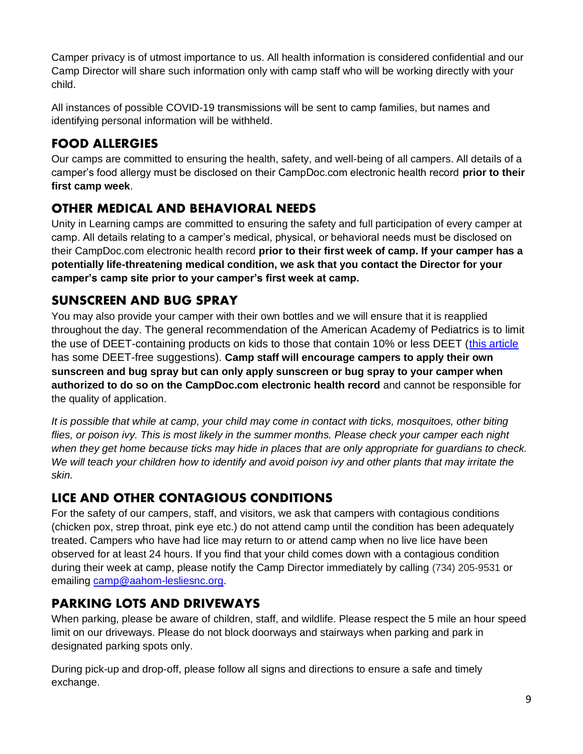Camper privacy is of utmost importance to us. All health information is considered confidential and our Camp Director will share such information only with camp staff who will be working directly with your child.

All instances of possible COVID-19 transmissions will be sent to camp families, but names and identifying personal information will be withheld.

## FOOD ALLERGIES

Our camps are committed to ensuring the health, safety, and well-being of all campers. All details of a camper's food allergy must be disclosed on their CampDoc.com electronic health record **prior to their first camp week**.

## OTHER MEDICAL AND BEHAVIORAL NEEDS

Unity in Learning camps are committed to ensuring the safety and full participation of every camper at camp. All details relating to a camper's medical, physical, or behavioral needs must be disclosed on their CampDoc.com electronic health record **prior to their first week of camp. If your camper has a potentially life-threatening medical condition, we ask that you contact the Director for your camper's camp site prior to your camper's first week at camp.**

## SUNSCREEN AND BUG SPRAY

You may also provide your camper with their own bottles and we will ensure that it is reapplied throughout the day. The general recommendation of the American Academy of Pediatrics is to limit the use of DEET-containing products on kids to those that contain 10% or less DEET (this article has some DEET-free suggestions). **Camp staff will encourage campers to apply their own sunscreen and bug spray but can only apply sunscreen or bug spray to your camper when authorized to do so on the CampDoc.com electronic health record** and cannot be responsible for the quality of application.

*It is possible that while at camp, your child may come in contact with ticks, mosquitoes, other biting flies, or poison ivy. This is most likely in the summer months. Please check your camper each night when they get home because ticks may hide in places that are only appropriate for guardians to check. We will teach your children how to identify and avoid poison ivy and other plants that may irritate the skin.*

## LICE AND OTHER CONTAGIOUS CONDITIONS

For the safety of our campers, staff, and visitors, we ask that campers with contagious conditions (chicken pox, strep throat, pink eye etc.) do not attend camp until the condition has been adequately treated. Campers who have had lice may return to or attend camp when no live lice have been observed for at least 24 hours. If you find that your child comes down with a contagious condition during their week at camp, please notify the Camp Director immediately by calling (734) 205-9531 or emailing camp@aahom-lesliesnc.org.

## PARKING LOTS AND DRIVEWAYS

When parking, please be aware of children, staff, and wildlife. Please respect the 5 mile an hour speed limit on our driveways. Please do not block doorways and stairways when parking and park in designated parking spots only.

During pick-up and drop-off, please follow all signs and directions to ensure a safe and timely exchange.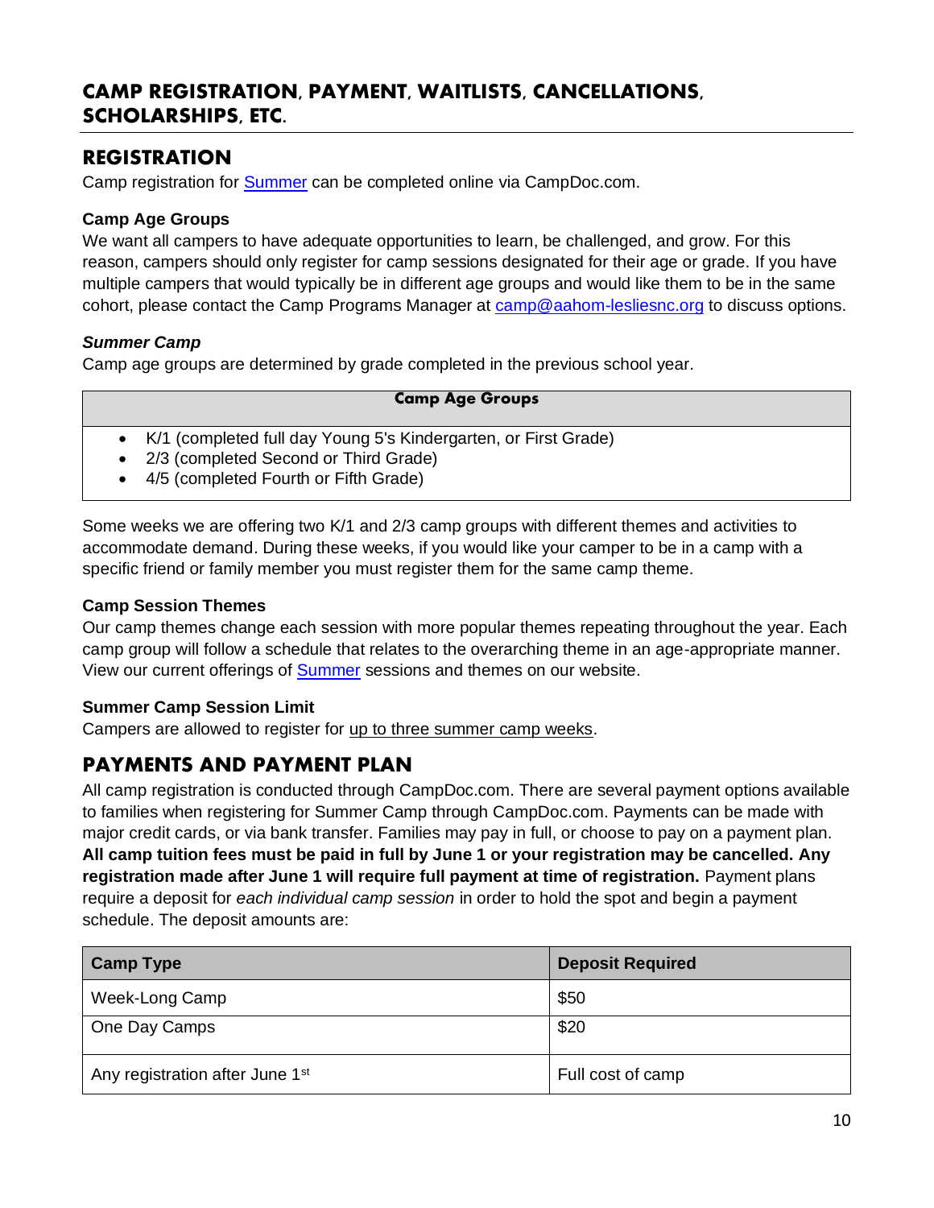# CAMP REGISTRATION, PAYMENT, WAITLISTS, CANCELLATIONS, SCHOLARSHIPS, ETC.

## REGISTRATION

Camp registration for [Summer]() can be completed online via CampDoc.com.

**Camp Age Groups**

We want all campers to have adequate opportunities to learn, be challenged, and grow. For this reason, campers should only register for camp sessions designated for their age or grade. If you have multiple campers that would typically be in different age groups and would like them to be in the same cohort, please contact the Camp Programs Manager at camp@aahom-lesliesnc.org to discuss options.

***Summer Camp***

Camp age groups are determined by grade completed in the previous school year.

| Camp Age Groups |
| --- |
| • K/1 (completed full day Young 5's Kindergarten, or First Grade)<br>• 2/3 (completed Second or Third Grade)<br>• 4/5 (completed Fourth or Fifth Grade) |

Some weeks we are offering two K/1 and 2/3 camp groups with different themes and activities to accommodate demand. During these weeks, if you would like your camper to be in a camp with a specific friend or family member you must register them for the same camp theme.

**Camp Session Themes**

Our camp themes change each session with more popular themes repeating throughout the year. Each camp group will follow a schedule that relates to the overarching theme in an age-appropriate manner. View our current offerings of [Summer]() sessions and themes on our website.

**Summer Camp Session Limit**

Campers are allowed to register for up to three summer camp weeks.

## PAYMENTS AND PAYMENT PLAN

All camp registration is conducted through CampDoc.com. There are several payment options available to families when registering for Summer Camp through CampDoc.com. Payments can be made with major credit cards, or via bank transfer. Families may pay in full, or choose to pay on a payment plan. **All camp tuition fees must be paid in full by June 1 or your registration may be cancelled. Any registration made after June 1 will require full payment at time of registration.** Payment plans require a deposit for *each individual camp session* in order to hold the spot and begin a payment schedule. The deposit amounts are:

| Camp Type | Deposit Required |
| --- | --- |
| Week-Long Camp | $50 |
| One Day Camps | $20 |
| Any registration after June 1st | Full cost of camp |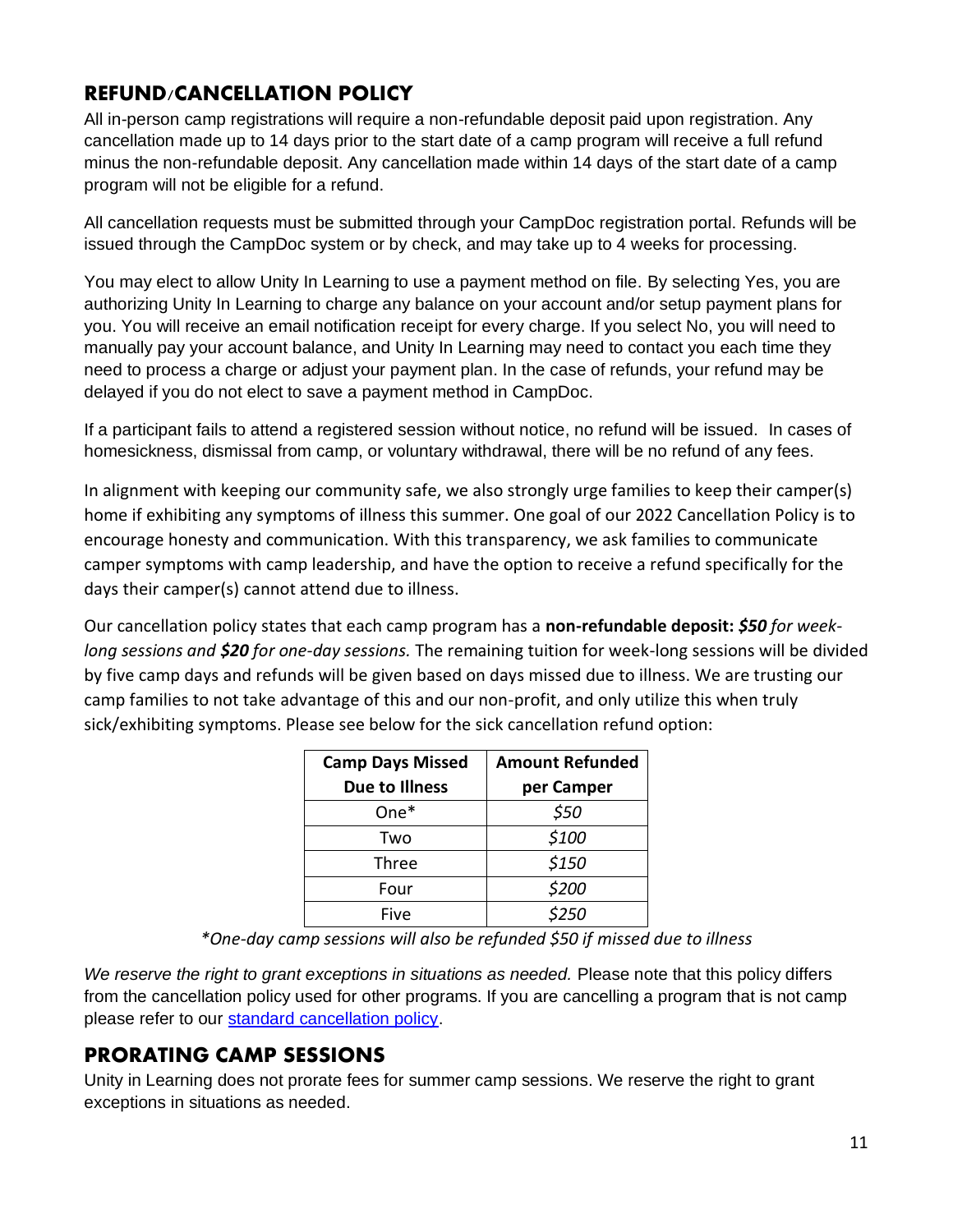## REFUND/CANCELLATION POLICY

All in-person camp registrations will require a non-refundable deposit paid upon registration. Any cancellation made up to 14 days prior to the start date of a camp program will receive a full refund minus the non-refundable deposit. Any cancellation made within 14 days of the start date of a camp program will not be eligible for a refund.

All cancellation requests must be submitted through your CampDoc registration portal. Refunds will be issued through the CampDoc system or by check, and may take up to 4 weeks for processing.

You may elect to allow Unity In Learning to use a payment method on file. By selecting Yes, you are authorizing Unity In Learning to charge any balance on your account and/or setup payment plans for you. You will receive an email notification receipt for every charge. If you select No, you will need to manually pay your account balance, and Unity In Learning may need to contact you each time they need to process a charge or adjust your payment plan. In the case of refunds, your refund may be delayed if you do not elect to save a payment method in CampDoc.

If a participant fails to attend a registered session without notice, no refund will be issued. In cases of homesickness, dismissal from camp, or voluntary withdrawal, there will be no refund of any fees.

In alignment with keeping our community safe, we also strongly urge families to keep their camper(s) home if exhibiting any symptoms of illness this summer. One goal of our 2022 Cancellation Policy is to encourage honesty and communication. With this transparency, we ask families to communicate camper symptoms with camp leadership, and have the option to receive a refund specifically for the days their camper(s) cannot attend due to illness.

Our cancellation policy states that each camp program has a **non-refundable deposit:** ***$50*** *for week-long sessions and* ***$20*** *for one-day sessions.* The remaining tuition for week-long sessions will be divided by five camp days and refunds will be given based on days missed due to illness. We are trusting our camp families to not take advantage of this and our non-profit, and only utilize this when truly sick/exhibiting symptoms. Please see below for the sick cancellation refund option:

| Camp Days Missed Due to Illness | Amount Refunded per Camper |
|---|---|
| One* | *$50* |
| Two | *$100* |
| Three | *$150* |
| Four | *$200* |
| Five | *$250* |

*\*One-day camp sessions will also be refunded $50 if missed due to illness*

*We reserve the right to grant exceptions in situations as needed.* Please note that this policy differs from the cancellation policy used for other programs. If you are cancelling a program that is not camp please refer to our standard cancellation policy.

## PRORATING CAMP SESSIONS

Unity in Learning does not prorate fees for summer camp sessions. We reserve the right to grant exceptions in situations as needed.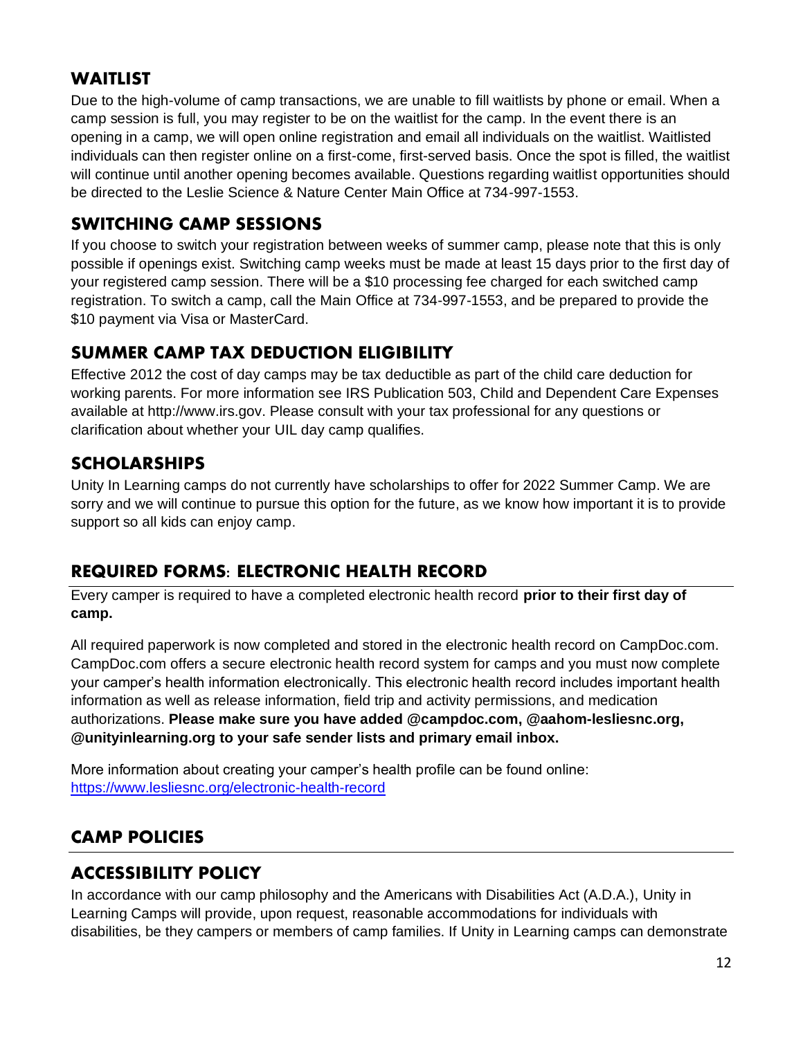## WAITLIST

Due to the high-volume of camp transactions, we are unable to fill waitlists by phone or email. When a camp session is full, you may register to be on the waitlist for the camp. In the event there is an opening in a camp, we will open online registration and email all individuals on the waitlist. Waitlisted individuals can then register online on a first-come, first-served basis. Once the spot is filled, the waitlist will continue until another opening becomes available. Questions regarding waitlist opportunities should be directed to the Leslie Science & Nature Center Main Office at 734-997-1553.

## SWITCHING CAMP SESSIONS

If you choose to switch your registration between weeks of summer camp, please note that this is only possible if openings exist. Switching camp weeks must be made at least 15 days prior to the first day of your registered camp session. There will be a $10 processing fee charged for each switched camp registration. To switch a camp, call the Main Office at 734-997-1553, and be prepared to provide the $10 payment via Visa or MasterCard.

## SUMMER CAMP TAX DEDUCTION ELIGIBILITY

Effective 2012 the cost of day camps may be tax deductible as part of the child care deduction for working parents. For more information see IRS Publication 503, Child and Dependent Care Expenses available at http://www.irs.gov. Please consult with your tax professional for any questions or clarification about whether your UIL day camp qualifies.

## SCHOLARSHIPS

Unity In Learning camps do not currently have scholarships to offer for 2022 Summer Camp. We are sorry and we will continue to pursue this option for the future, as we know how important it is to provide support so all kids can enjoy camp.

## REQUIRED FORMS: ELECTRONIC HEALTH RECORD

Every camper is required to have a completed electronic health record **prior to their first day of camp.**

All required paperwork is now completed and stored in the electronic health record on CampDoc.com. CampDoc.com offers a secure electronic health record system for camps and you must now complete your camper's health information electronically. This electronic health record includes important health information as well as release information, field trip and activity permissions, and medication authorizations. **Please make sure you have added @campdoc.com, @aahom-lesliesnc.org, @unityinlearning.org to your safe sender lists and primary email inbox.**

More information about creating your camper's health profile can be found online: [https://www.lesliesnc.org/electronic-health-record](https://www.lesliesnc.org/electronic-health-record)

## CAMP POLICIES

## ACCESSIBILITY POLICY

In accordance with our camp philosophy and the Americans with Disabilities Act (A.D.A.), Unity in Learning Camps will provide, upon request, reasonable accommodations for individuals with disabilities, be they campers or members of camp families. If Unity in Learning camps can demonstrate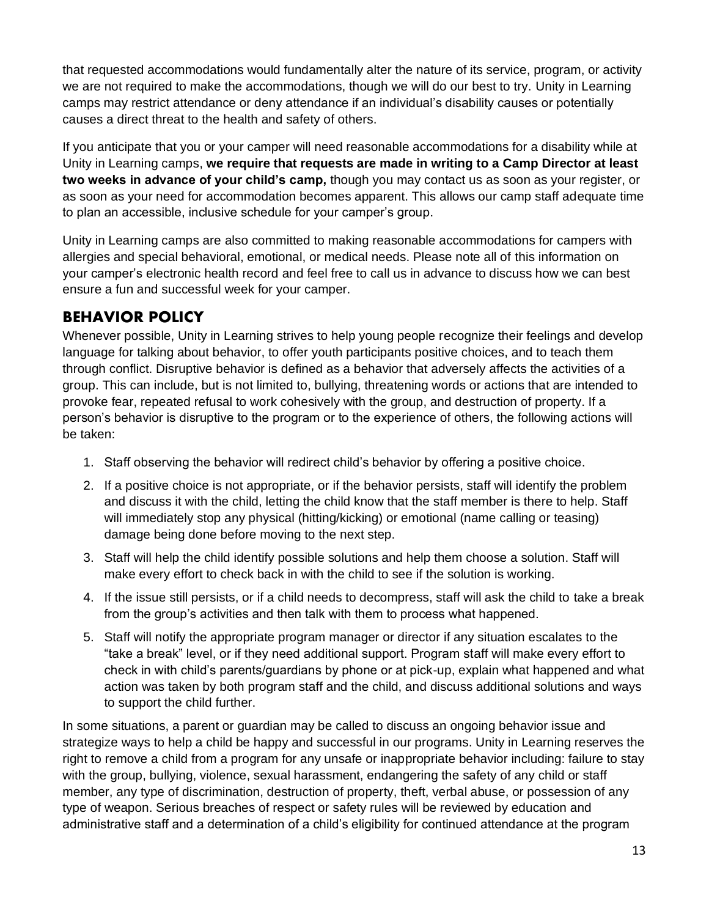that requested accommodations would fundamentally alter the nature of its service, program, or activity we are not required to make the accommodations, though we will do our best to try. Unity in Learning camps may restrict attendance or deny attendance if an individual's disability causes or potentially causes a direct threat to the health and safety of others.

If you anticipate that you or your camper will need reasonable accommodations for a disability while at Unity in Learning camps, **we require that requests are made in writing to a Camp Director at least two weeks in advance of your child's camp,** though you may contact us as soon as your register, or as soon as your need for accommodation becomes apparent. This allows our camp staff adequate time to plan an accessible, inclusive schedule for your camper's group.

Unity in Learning camps are also committed to making reasonable accommodations for campers with allergies and special behavioral, emotional, or medical needs. Please note all of this information on your camper's electronic health record and feel free to call us in advance to discuss how we can best ensure a fun and successful week for your camper.

## BEHAVIOR POLICY

Whenever possible, Unity in Learning strives to help young people recognize their feelings and develop language for talking about behavior, to offer youth participants positive choices, and to teach them through conflict. Disruptive behavior is defined as a behavior that adversely affects the activities of a group. This can include, but is not limited to, bullying, threatening words or actions that are intended to provoke fear, repeated refusal to work cohesively with the group, and destruction of property. If a person's behavior is disruptive to the program or to the experience of others, the following actions will be taken:

1. Staff observing the behavior will redirect child's behavior by offering a positive choice.
2. If a positive choice is not appropriate, or if the behavior persists, staff will identify the problem and discuss it with the child, letting the child know that the staff member is there to help. Staff will immediately stop any physical (hitting/kicking) or emotional (name calling or teasing) damage being done before moving to the next step.
3. Staff will help the child identify possible solutions and help them choose a solution. Staff will make every effort to check back in with the child to see if the solution is working.
4. If the issue still persists, or if a child needs to decompress, staff will ask the child to take a break from the group's activities and then talk with them to process what happened.
5. Staff will notify the appropriate program manager or director if any situation escalates to the "take a break" level, or if they need additional support. Program staff will make every effort to check in with child's parents/guardians by phone or at pick-up, explain what happened and what action was taken by both program staff and the child, and discuss additional solutions and ways to support the child further.

In some situations, a parent or guardian may be called to discuss an ongoing behavior issue and strategize ways to help a child be happy and successful in our programs. Unity in Learning reserves the right to remove a child from a program for any unsafe or inappropriate behavior including: failure to stay with the group, bullying, violence, sexual harassment, endangering the safety of any child or staff member, any type of discrimination, destruction of property, theft, verbal abuse, or possession of any type of weapon. Serious breaches of respect or safety rules will be reviewed by education and administrative staff and a determination of a child's eligibility for continued attendance at the program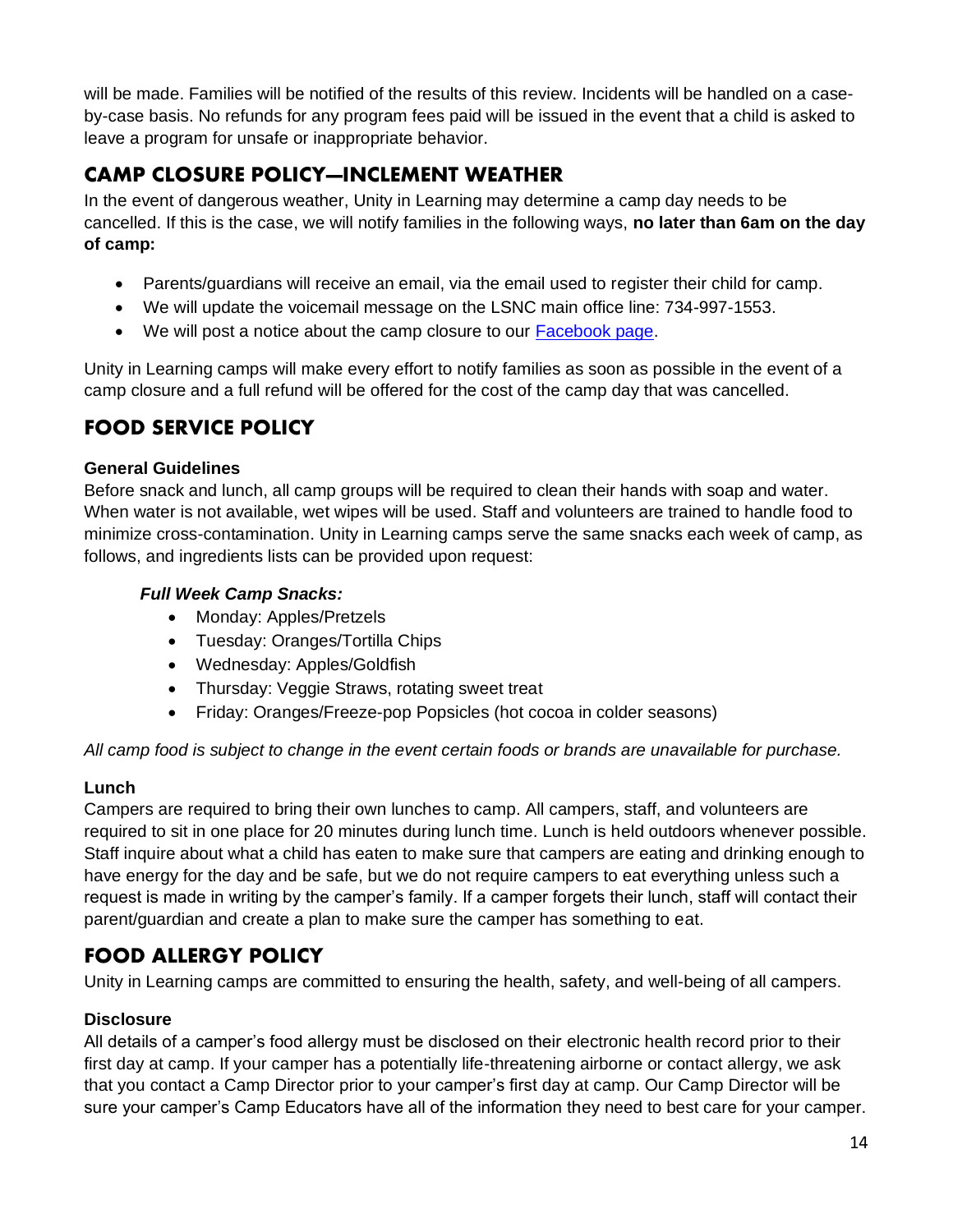will be made. Families will be notified of the results of this review. Incidents will be handled on a case-by-case basis. No refunds for any program fees paid will be issued in the event that a child is asked to leave a program for unsafe or inappropriate behavior.

## CAMP CLOSURE POLICY—INCLEMENT WEATHER

In the event of dangerous weather, Unity in Learning may determine a camp day needs to be cancelled. If this is the case, we will notify families in the following ways, **no later than 6am on the day of camp:**

- Parents/guardians will receive an email, via the email used to register their child for camp.
- We will update the voicemail message on the LSNC main office line: 734-997-1553.
- We will post a notice about the camp closure to our [Facebook page](#).

Unity in Learning camps will make every effort to notify families as soon as possible in the event of a camp closure and a full refund will be offered for the cost of the camp day that was cancelled.

## FOOD SERVICE POLICY

**General Guidelines**

Before snack and lunch, all camp groups will be required to clean their hands with soap and water. When water is not available, wet wipes will be used. Staff and volunteers are trained to handle food to minimize cross-contamination. Unity in Learning camps serve the same snacks each week of camp, as follows, and ingredients lists can be provided upon request:

***Full Week Camp Snacks:***

- Monday: Apples/Pretzels
- Tuesday: Oranges/Tortilla Chips
- Wednesday: Apples/Goldfish
- Thursday: Veggie Straws, rotating sweet treat
- Friday: Oranges/Freeze-pop Popsicles (hot cocoa in colder seasons)

*All camp food is subject to change in the event certain foods or brands are unavailable for purchase.*

**Lunch**

Campers are required to bring their own lunches to camp. All campers, staff, and volunteers are required to sit in one place for 20 minutes during lunch time. Lunch is held outdoors whenever possible. Staff inquire about what a child has eaten to make sure that campers are eating and drinking enough to have energy for the day and be safe, but we do not require campers to eat everything unless such a request is made in writing by the camper's family. If a camper forgets their lunch, staff will contact their parent/guardian and create a plan to make sure the camper has something to eat.

## FOOD ALLERGY POLICY

Unity in Learning camps are committed to ensuring the health, safety, and well-being of all campers.

**Disclosure**

All details of a camper's food allergy must be disclosed on their electronic health record prior to their first day at camp. If your camper has a potentially life-threatening airborne or contact allergy, we ask that you contact a Camp Director prior to your camper's first day at camp. Our Camp Director will be sure your camper's Camp Educators have all of the information they need to best care for your camper.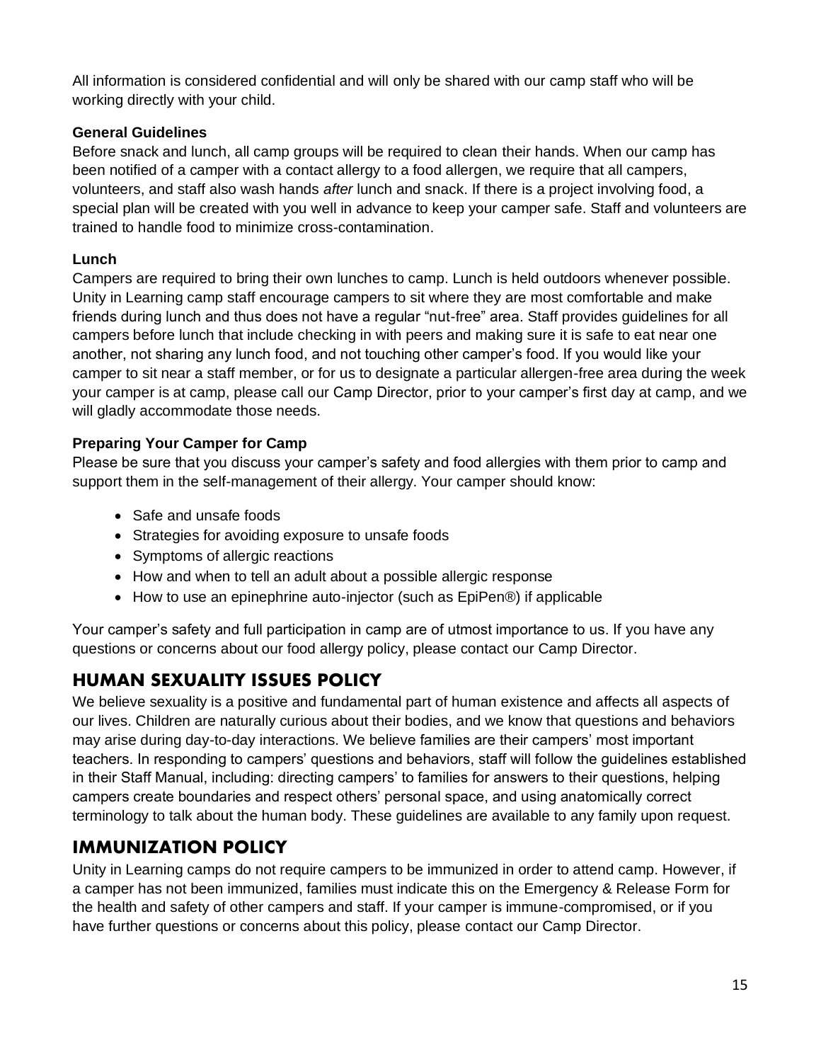All information is considered confidential and will only be shared with our camp staff who will be working directly with your child.

### General Guidelines

Before snack and lunch, all camp groups will be required to clean their hands. When our camp has been notified of a camper with a contact allergy to a food allergen, we require that all campers, volunteers, and staff also wash hands *after* lunch and snack. If there is a project involving food, a special plan will be created with you well in advance to keep your camper safe. Staff and volunteers are trained to handle food to minimize cross-contamination.

### Lunch

Campers are required to bring their own lunches to camp. Lunch is held outdoors whenever possible. Unity in Learning camp staff encourage campers to sit where they are most comfortable and make friends during lunch and thus does not have a regular "nut-free" area. Staff provides guidelines for all campers before lunch that include checking in with peers and making sure it is safe to eat near one another, not sharing any lunch food, and not touching other camper's food. If you would like your camper to sit near a staff member, or for us to designate a particular allergen-free area during the week your camper is at camp, please call our Camp Director, prior to your camper's first day at camp, and we will gladly accommodate those needs.

### Preparing Your Camper for Camp

Please be sure that you discuss your camper's safety and food allergies with them prior to camp and support them in the self-management of their allergy. Your camper should know:

- Safe and unsafe foods
- Strategies for avoiding exposure to unsafe foods
- Symptoms of allergic reactions
- How and when to tell an adult about a possible allergic response
- How to use an epinephrine auto-injector (such as EpiPen®) if applicable

Your camper's safety and full participation in camp are of utmost importance to us. If you have any questions or concerns about our food allergy policy, please contact our Camp Director.

## HUMAN SEXUALITY ISSUES POLICY

We believe sexuality is a positive and fundamental part of human existence and affects all aspects of our lives. Children are naturally curious about their bodies, and we know that questions and behaviors may arise during day-to-day interactions. We believe families are their campers' most important teachers. In responding to campers' questions and behaviors, staff will follow the guidelines established in their Staff Manual, including: directing campers' to families for answers to their questions, helping campers create boundaries and respect others' personal space, and using anatomically correct terminology to talk about the human body. These guidelines are available to any family upon request.

## IMMUNIZATION POLICY

Unity in Learning camps do not require campers to be immunized in order to attend camp. However, if a camper has not been immunized, families must indicate this on the Emergency & Release Form for the health and safety of other campers and staff. If your camper is immune-compromised, or if you have further questions or concerns about this policy, please contact our Camp Director.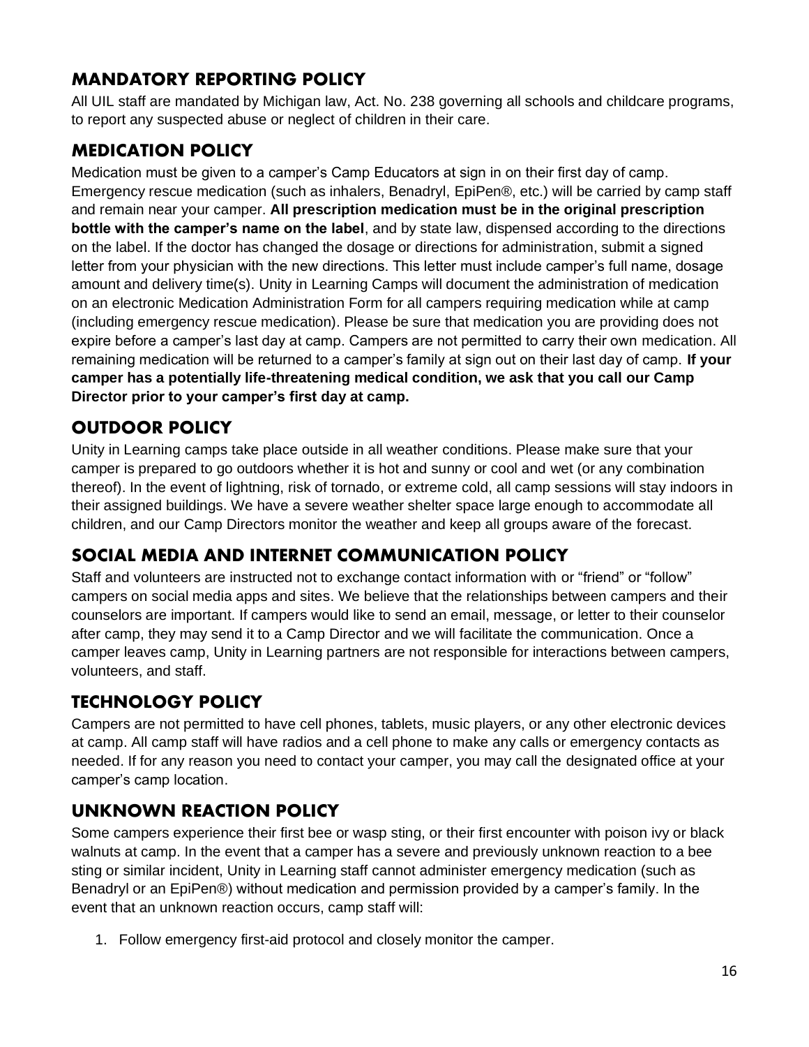## MANDATORY REPORTING POLICY

All UIL staff are mandated by Michigan law, Act. No. 238 governing all schools and childcare programs, to report any suspected abuse or neglect of children in their care.

## MEDICATION POLICY

Medication must be given to a camper's Camp Educators at sign in on their first day of camp. Emergency rescue medication (such as inhalers, Benadryl, EpiPen®, etc.) will be carried by camp staff and remain near your camper. **All prescription medication must be in the original prescription bottle with the camper's name on the label**, and by state law, dispensed according to the directions on the label. If the doctor has changed the dosage or directions for administration, submit a signed letter from your physician with the new directions. This letter must include camper's full name, dosage amount and delivery time(s). Unity in Learning Camps will document the administration of medication on an electronic Medication Administration Form for all campers requiring medication while at camp (including emergency rescue medication). Please be sure that medication you are providing does not expire before a camper's last day at camp. Campers are not permitted to carry their own medication. All remaining medication will be returned to a camper's family at sign out on their last day of camp. **If your camper has a potentially life-threatening medical condition, we ask that you call our Camp Director prior to your camper's first day at camp.**

## OUTDOOR POLICY

Unity in Learning camps take place outside in all weather conditions. Please make sure that your camper is prepared to go outdoors whether it is hot and sunny or cool and wet (or any combination thereof). In the event of lightning, risk of tornado, or extreme cold, all camp sessions will stay indoors in their assigned buildings. We have a severe weather shelter space large enough to accommodate all children, and our Camp Directors monitor the weather and keep all groups aware of the forecast.

## SOCIAL MEDIA AND INTERNET COMMUNICATION POLICY

Staff and volunteers are instructed not to exchange contact information with or "friend" or "follow" campers on social media apps and sites. We believe that the relationships between campers and their counselors are important. If campers would like to send an email, message, or letter to their counselor after camp, they may send it to a Camp Director and we will facilitate the communication. Once a camper leaves camp, Unity in Learning partners are not responsible for interactions between campers, volunteers, and staff.

## TECHNOLOGY POLICY

Campers are not permitted to have cell phones, tablets, music players, or any other electronic devices at camp. All camp staff will have radios and a cell phone to make any calls or emergency contacts as needed. If for any reason you need to contact your camper, you may call the designated office at your camper's camp location.

## UNKNOWN REACTION POLICY

Some campers experience their first bee or wasp sting, or their first encounter with poison ivy or black walnuts at camp. In the event that a camper has a severe and previously unknown reaction to a bee sting or similar incident, Unity in Learning staff cannot administer emergency medication (such as Benadryl or an EpiPen®) without medication and permission provided by a camper's family. In the event that an unknown reaction occurs, camp staff will:

1. Follow emergency first-aid protocol and closely monitor the camper.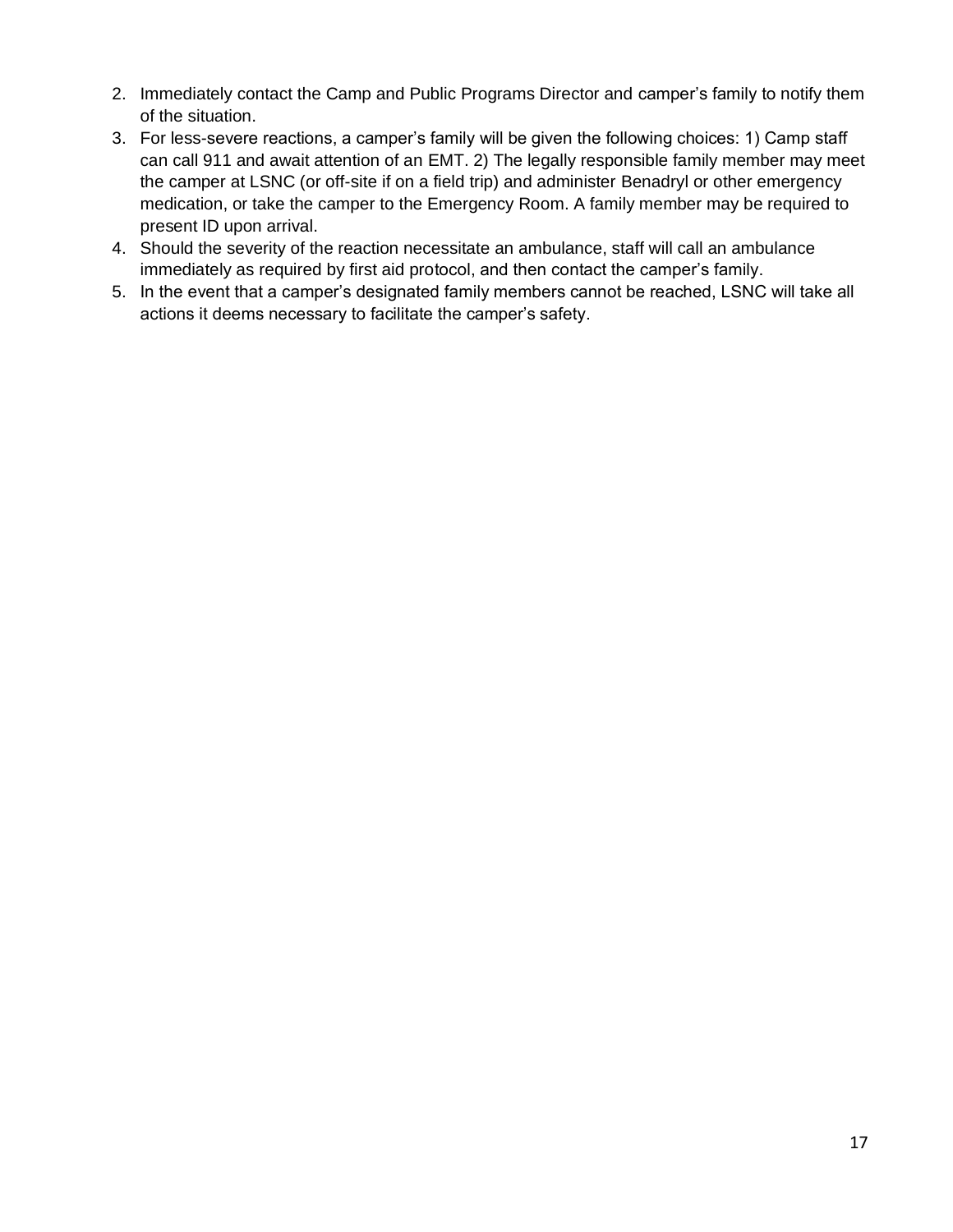2. Immediately contact the Camp and Public Programs Director and camper's family to notify them of the situation.
3. For less-severe reactions, a camper's family will be given the following choices: 1) Camp staff can call 911 and await attention of an EMT. 2) The legally responsible family member may meet the camper at LSNC (or off-site if on a field trip) and administer Benadryl or other emergency medication, or take the camper to the Emergency Room. A family member may be required to present ID upon arrival.
4. Should the severity of the reaction necessitate an ambulance, staff will call an ambulance immediately as required by first aid protocol, and then contact the camper's family.
5. In the event that a camper's designated family members cannot be reached, LSNC will take all actions it deems necessary to facilitate the camper's safety.